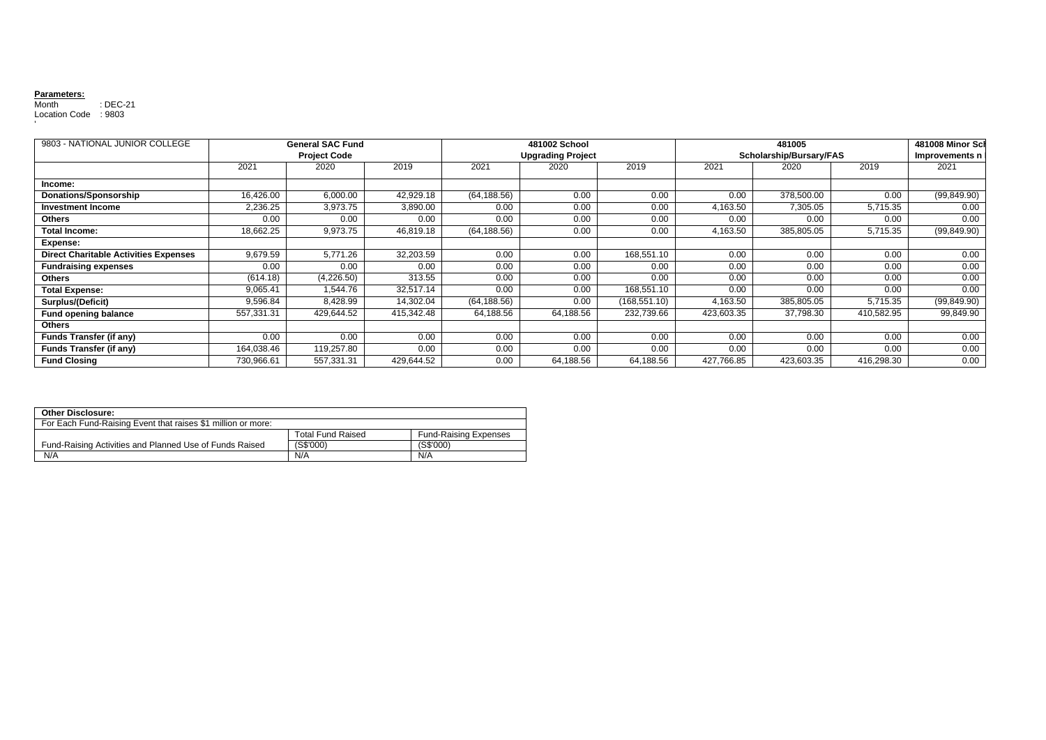**Parameters:**

Month : DEC-21

Location Code : 9803

| 9803 - NATIONAL JUNIOR COLLEGE | General SAC Fund Project Code | | | 481002 School Upgrading Project | | | 481005 Scholarship/Bursary/FAS | | | 481008 Minor Sch Improvements n |
|---|---|---|---|---|---|---|---|---|---|---|
| | 2021 | 2020 | 2019 | 2021 | 2020 | 2019 | 2021 | 2020 | 2019 | 2021 |
| **Income:** | | | | | | | | | | |
| **Donations/Sponsorship** | 16,426.00 | 6,000.00 | 42,929.18 | (64,188.56) | 0.00 | 0.00 | 0.00 | 378,500.00 | 0.00 | (99,849.90) |
| **Investment Income** | 2,236.25 | 3,973.75 | 3,890.00 | 0.00 | 0.00 | 0.00 | 4,163.50 | 7,305.05 | 5,715.35 | 0.00 |
| **Others** | 0.00 | 0.00 | 0.00 | 0.00 | 0.00 | 0.00 | 0.00 | 0.00 | 0.00 | 0.00 |
| **Total Income:** | 18,662.25 | 9,973.75 | 46,819.18 | (64,188.56) | 0.00 | 0.00 | 4,163.50 | 385,805.05 | 5,715.35 | (99,849.90) |
| **Expense:** | | | | | | | | | | |
| **Direct Charitable Activities Expenses** | 9,679.59 | 5,771.26 | 32,203.59 | 0.00 | 0.00 | 168,551.10 | 0.00 | 0.00 | 0.00 | 0.00 |
| **Fundraising expenses** | 0.00 | 0.00 | 0.00 | 0.00 | 0.00 | 0.00 | 0.00 | 0.00 | 0.00 | 0.00 |
| **Others** | (614.18) | (4,226.50) | 313.55 | 0.00 | 0.00 | 0.00 | 0.00 | 0.00 | 0.00 | 0.00 |
| **Total Expense:** | 9,065.41 | 1,544.76 | 32,517.14 | 0.00 | 0.00 | 168,551.10 | 0.00 | 0.00 | 0.00 | 0.00 |
| **Surplus/(Deficit)** | 9,596.84 | 8,428.99 | 14,302.04 | (64,188.56) | 0.00 | (168,551.10) | 4,163.50 | 385,805.05 | 5,715.35 | (99,849.90) |
| **Fund opening balance** | 557,331.31 | 429,644.52 | 415,342.48 | 64,188.56 | 64,188.56 | 232,739.66 | 423,603.35 | 37,798.30 | 410,582.95 | 99,849.90 |
| **Others** | | | | | | | | | | |
| **Funds Transfer (if any)** | 0.00 | 0.00 | 0.00 | 0.00 | 0.00 | 0.00 | 0.00 | 0.00 | 0.00 | 0.00 |
| **Funds Transfer (if any)** | 164,038.46 | 119,257.80 | 0.00 | 0.00 | 0.00 | 0.00 | 0.00 | 0.00 | 0.00 | 0.00 |
| **Fund Closing** | 730,966.61 | 557,331.31 | 429,644.52 | 0.00 | 64,188.56 | 64,188.56 | 427,766.85 | 423,603.35 | 416,298.30 | 0.00 |

| **Other Disclosure:** | | |
|---|---|---|
| For Each Fund-Raising Event that raises $1 million or more: | | |
| | Total Fund Raised | Fund-Raising Expenses |
| Fund-Raising Activities and Planned Use of Funds Raised | (S$'000) | (S$'000) |
| N/A | N/A | N/A |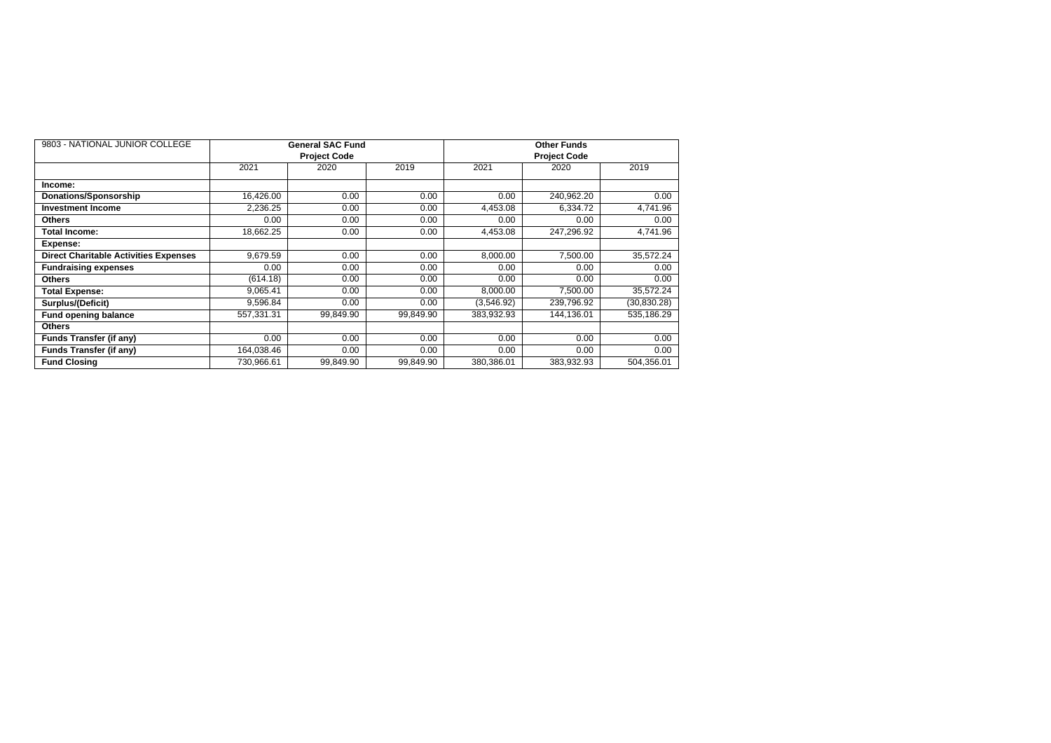| 9803 - NATIONAL JUNIOR COLLEGE | General SAC Fund Project Code | | | Other Funds Project Code | | |
|---|---|---|---|---|---|---|
| | 2021 | 2020 | 2019 | 2021 | 2020 | 2019 |
| **Income:** | | | | | | |
| **Donations/Sponsorship** | 16,426.00 | 0.00 | 0.00 | 0.00 | 240,962.20 | 0.00 |
| **Investment Income** | 2,236.25 | 0.00 | 0.00 | 4,453.08 | 6,334.72 | 4,741.96 |
| **Others** | 0.00 | 0.00 | 0.00 | 0.00 | 0.00 | 0.00 |
| **Total Income:** | 18,662.25 | 0.00 | 0.00 | 4,453.08 | 247,296.92 | 4,741.96 |
| **Expense:** | | | | | | |
| **Direct Charitable Activities Expenses** | 9,679.59 | 0.00 | 0.00 | 8,000.00 | 7,500.00 | 35,572.24 |
| **Fundraising expenses** | 0.00 | 0.00 | 0.00 | 0.00 | 0.00 | 0.00 |
| **Others** | (614.18) | 0.00 | 0.00 | 0.00 | 0.00 | 0.00 |
| **Total Expense:** | 9,065.41 | 0.00 | 0.00 | 8,000.00 | 7,500.00 | 35,572.24 |
| **Surplus/(Deficit)** | 9,596.84 | 0.00 | 0.00 | (3,546.92) | 239,796.92 | (30,830.28) |
| **Fund opening balance** | 557,331.31 | 99,849.90 | 99,849.90 | 383,932.93 | 144,136.01 | 535,186.29 |
| **Others** | | | | | | |
| **Funds Transfer (if any)** | 0.00 | 0.00 | 0.00 | 0.00 | 0.00 | 0.00 |
| **Funds Transfer (if any)** | 164,038.46 | 0.00 | 0.00 | 0.00 | 0.00 | 0.00 |
| **Fund Closing** | 730,966.61 | 99,849.90 | 99,849.90 | 380,386.01 | 383,932.93 | 504,356.01 |